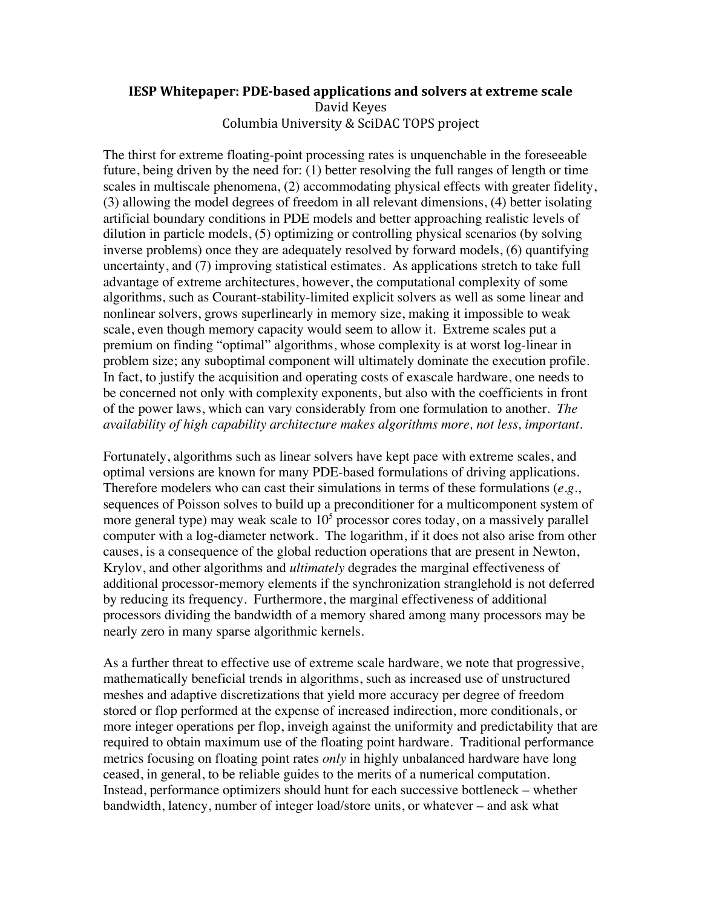# IESP Whitepaper: PDE-based applications and solvers at extreme scale

David Keyes
Columbia University & SciDAC TOPS project

The thirst for extreme floating-point processing rates is unquenchable in the foreseeable future, being driven by the need for: (1) better resolving the full ranges of length or time scales in multiscale phenomena, (2) accommodating physical effects with greater fidelity, (3) allowing the model degrees of freedom in all relevant dimensions, (4) better isolating artificial boundary conditions in PDE models and better approaching realistic levels of dilution in particle models, (5) optimizing or controlling physical scenarios (by solving inverse problems) once they are adequately resolved by forward models, (6) quantifying uncertainty, and (7) improving statistical estimates. As applications stretch to take full advantage of extreme architectures, however, the computational complexity of some algorithms, such as Courant-stability-limited explicit solvers as well as some linear and nonlinear solvers, grows superlinearly in memory size, making it impossible to weak scale, even though memory capacity would seem to allow it. Extreme scales put a premium on finding "optimal" algorithms, whose complexity is at worst log-linear in problem size; any suboptimal component will ultimately dominate the execution profile. In fact, to justify the acquisition and operating costs of exascale hardware, one needs to be concerned not only with complexity exponents, but also with the coefficients in front of the power laws, which can vary considerably from one formulation to another. *The availability of high capability architecture makes algorithms more, not less, important.*

Fortunately, algorithms such as linear solvers have kept pace with extreme scales, and optimal versions are known for many PDE-based formulations of driving applications. Therefore modelers who can cast their simulations in terms of these formulations (*e.g.*, sequences of Poisson solves to build up a preconditioner for a multicomponent system of more general type) may weak scale to $10^5$ processor cores today, on a massively parallel computer with a log-diameter network. The logarithm, if it does not also arise from other causes, is a consequence of the global reduction operations that are present in Newton, Krylov, and other algorithms and *ultimately* degrades the marginal effectiveness of additional processor-memory elements if the synchronization stranglehold is not deferred by reducing its frequency. Furthermore, the marginal effectiveness of additional processors dividing the bandwidth of a memory shared among many processors may be nearly zero in many sparse algorithmic kernels.

As a further threat to effective use of extreme scale hardware, we note that progressive, mathematically beneficial trends in algorithms, such as increased use of unstructured meshes and adaptive discretizations that yield more accuracy per degree of freedom stored or flop performed at the expense of increased indirection, more conditionals, or more integer operations per flop, inveigh against the uniformity and predictability that are required to obtain maximum use of the floating point hardware. Traditional performance metrics focusing on floating point rates *only* in highly unbalanced hardware have long ceased, in general, to be reliable guides to the merits of a numerical computation. Instead, performance optimizers should hunt for each successive bottleneck – whether bandwidth, latency, number of integer load/store units, or whatever – and ask what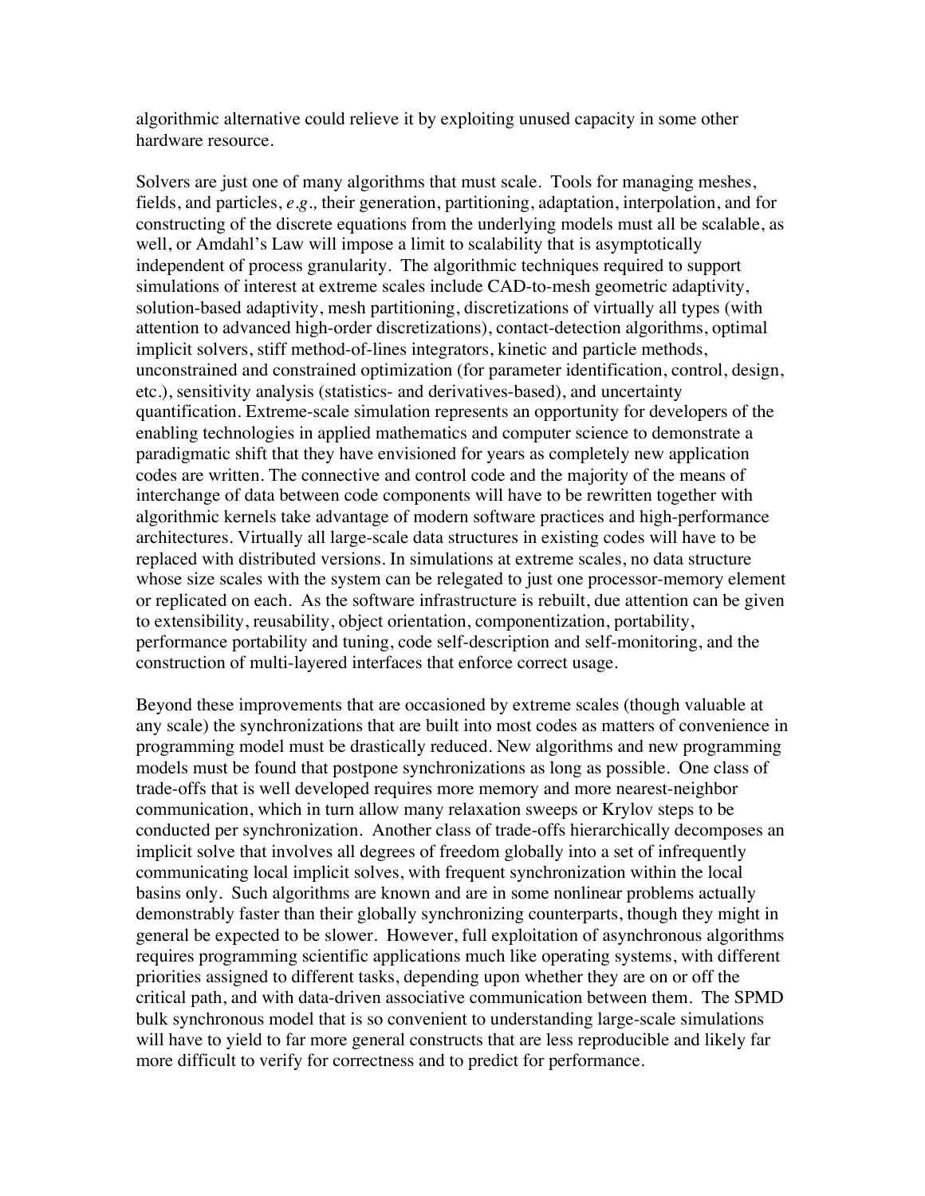algorithmic alternative could relieve it by exploiting unused capacity in some other hardware resource.

Solvers are just one of many algorithms that must scale. Tools for managing meshes, fields, and particles, *e.g.,* their generation, partitioning, adaptation, interpolation, and for constructing of the discrete equations from the underlying models must all be scalable, as well, or Amdahl's Law will impose a limit to scalability that is asymptotically independent of process granularity. The algorithmic techniques required to support simulations of interest at extreme scales include CAD-to-mesh geometric adaptivity, solution-based adaptivity, mesh partitioning, discretizations of virtually all types (with attention to advanced high-order discretizations), contact-detection algorithms, optimal implicit solvers, stiff method-of-lines integrators, kinetic and particle methods, unconstrained and constrained optimization (for parameter identification, control, design, etc.), sensitivity analysis (statistics- and derivatives-based), and uncertainty quantification. Extreme-scale simulation represents an opportunity for developers of the enabling technologies in applied mathematics and computer science to demonstrate a paradigmatic shift that they have envisioned for years as completely new application codes are written. The connective and control code and the majority of the means of interchange of data between code components will have to be rewritten together with algorithmic kernels take advantage of modern software practices and high-performance architectures. Virtually all large-scale data structures in existing codes will have to be replaced with distributed versions. In simulations at extreme scales, no data structure whose size scales with the system can be relegated to just one processor-memory element or replicated on each. As the software infrastructure is rebuilt, due attention can be given to extensibility, reusability, object orientation, componentization, portability, performance portability and tuning, code self-description and self-monitoring, and the construction of multi-layered interfaces that enforce correct usage.

Beyond these improvements that are occasioned by extreme scales (though valuable at any scale) the synchronizations that are built into most codes as matters of convenience in programming model must be drastically reduced. New algorithms and new programming models must be found that postpone synchronizations as long as possible. One class of trade-offs that is well developed requires more memory and more nearest-neighbor communication, which in turn allow many relaxation sweeps or Krylov steps to be conducted per synchronization. Another class of trade-offs hierarchically decomposes an implicit solve that involves all degrees of freedom globally into a set of infrequently communicating local implicit solves, with frequent synchronization within the local basins only. Such algorithms are known and are in some nonlinear problems actually demonstrably faster than their globally synchronizing counterparts, though they might in general be expected to be slower. However, full exploitation of asynchronous algorithms requires programming scientific applications much like operating systems, with different priorities assigned to different tasks, depending upon whether they are on or off the critical path, and with data-driven associative communication between them. The SPMD bulk synchronous model that is so convenient to understanding large-scale simulations will have to yield to far more general constructs that are less reproducible and likely far more difficult to verify for correctness and to predict for performance.